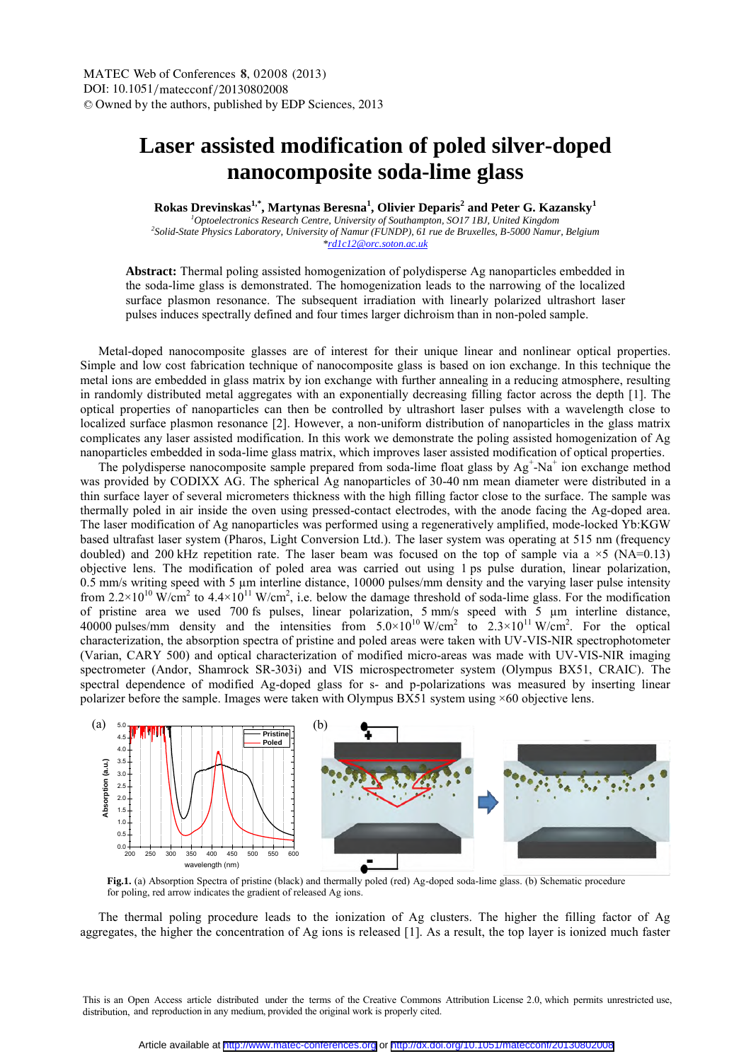# Laser assisted modification of poled silver-doped nanocomposite soda-lime glass

**Rokas Drevinskas[1,*], Martynas Beresna[1], Olivier Deparis[2] and Peter G. Kazansky[1]**

[1]*Optoelectronics Research Centre, University of Southampton, SO17 1BJ, United Kingdom*
[2]*Solid-State Physics Laboratory, University of Namur (FUNDP), 61 rue de Bruxelles, B-5000 Namur, Belgium*
*rd1c12@orc.soton.ac.uk

**Abstract:** Thermal poling assisted homogenization of polydisperse Ag nanoparticles embedded in the soda-lime glass is demonstrated. The homogenization leads to the narrowing of the localized surface plasmon resonance. The subsequent irradiation with linearly polarized ultrashort laser pulses induces spectrally defined and four times larger dichroism than in non-poled sample.

Metal-doped nanocomposite glasses are of interest for their unique linear and nonlinear optical properties. Simple and low cost fabrication technique of nanocomposite glass is based on ion exchange. In this technique the metal ions are embedded in glass matrix by ion exchange with further annealing in a reducing atmosphere, resulting in randomly distributed metal aggregates with an exponentially decreasing filling factor across the depth [1]. The optical properties of nanoparticles can then be controlled by ultrashort laser pulses with a wavelength close to localized surface plasmon resonance [2]. However, a non-uniform distribution of nanoparticles in the glass matrix complicates any laser assisted modification. In this work we demonstrate the poling assisted homogenization of Ag nanoparticles embedded in soda-lime glass matrix, which improves laser assisted modification of optical properties.

The polydisperse nanocomposite sample prepared from soda-lime float glass by $Ag^+$-$Na^+$ ion exchange method was provided by CODIXX AG. The spherical Ag nanoparticles of 30-40 nm mean diameter were distributed in a thin surface layer of several micrometers thickness with the high filling factor close to the surface. The sample was thermally poled in air inside the oven using pressed-contact electrodes, with the anode facing the Ag-doped area. The laser modification of Ag nanoparticles was performed using a regeneratively amplified, mode-locked Yb:KGW based ultrafast laser system (Pharos, Light Conversion Ltd.). The laser system was operating at 515 nm (frequency doubled) and 200 kHz repetition rate. The laser beam was focused on the top of sample via a ×5 (NA=0.13) objective lens. The modification of poled area was carried out using 1 ps pulse duration, linear polarization, 0.5 mm/s writing speed with 5 µm interline distance, 10000 pulses/mm density and the varying laser pulse intensity from $2.2\times10^{10}$ W/cm$^2$ to $4.4\times10^{11}$ W/cm$^2$, i.e. below the damage threshold of soda-lime glass. For the modification of pristine area we used 700 fs pulses, linear polarization, 5 mm/s speed with 5 µm interline distance, 40000 pulses/mm density and the intensities from $5.0\times10^{10}$ W/cm$^2$ to $2.3\times10^{11}$ W/cm$^2$. For the optical characterization, the absorption spectra of pristine and poled areas were taken with UV-VIS-NIR spectrophotometer (Varian, CARY 500) and optical characterization of modified micro-areas was made with UV-VIS-NIR imaging spectrometer (Andor, Shamrock SR-303i) and VIS microspectrometer system (Olympus BX51, CRAIC). The spectral dependence of modified Ag-doped glass for s- and p-polarizations was measured by inserting linear polarizer before the sample. Images were taken with Olympus BX51 system using ×60 objective lens.

**Fig.1.** (a) Absorption Spectra of pristine (black) and thermally poled (red) Ag-doped soda-lime glass. (b) Schematic procedure for poling, red arrow indicates the gradient of released Ag ions.

The thermal poling procedure leads to the ionization of Ag clusters. The higher the filling factor of Ag aggregates, the higher the concentration of Ag ions is released [1]. As a result, the top layer is ionized much faster

This is an Open Access article distributed under the terms of the Creative Commons Attribution License 2.0, which permits unrestricted use, distribution, and reproduction in any medium, provided the original work is properly cited.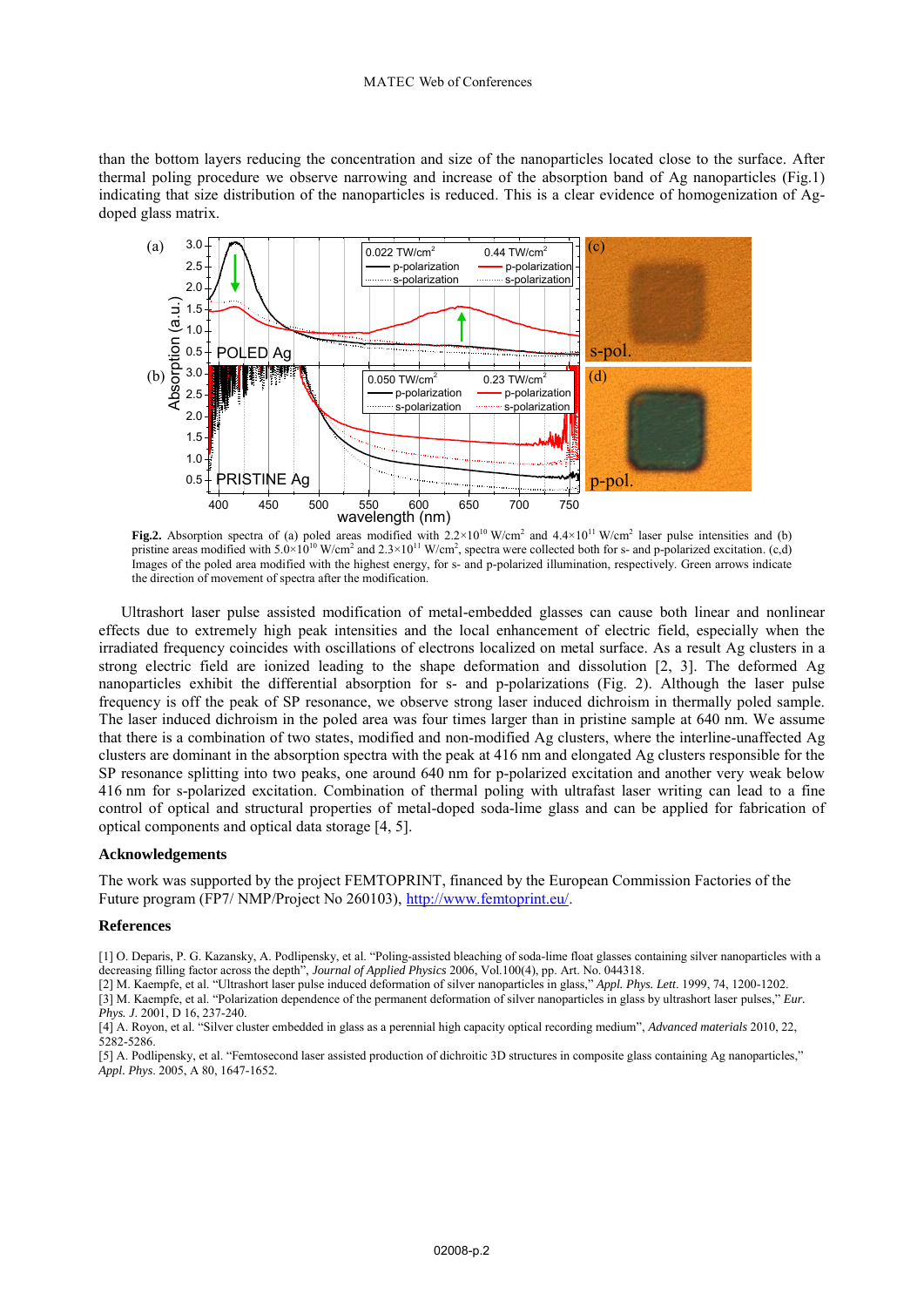than the bottom layers reducing the concentration and size of the nanoparticles located close to the surface. After thermal poling procedure we observe narrowing and increase of the absorption band of Ag nanoparticles (Fig.1) indicating that size distribution of the nanoparticles is reduced. This is a clear evidence of homogenization of Ag-doped glass matrix.

(a)
3.0
2.5
2.0
1.5
1.0
0.5
POLED Ag
0.022 TW/cm$^2$
p-polarization
s-polarization
0.44 TW/cm$^2$
p-polarization
s-polarization
(b)
3.0
2.5
2.0
1.5
1.0
0.5
PRISTINE Ag
0.050 TW/cm$^2$
p-polarization
s-polarization
0.23 TW/cm$^2$
p-polarization
s-polarization
Absorption (a.u.)
400 450 500 550 600 650 700 750
wavelength (nm)
(c)
s-pol.
(d)
p-pol.

**Fig.2.** Absorption spectra of (a) poled areas modified with $2.2\times10^{10}$ W/cm$^2$ and $4.4\times10^{11}$ W/cm$^2$ laser pulse intensities and (b) pristine areas modified with $5.0\times10^{10}$ W/cm$^2$ and $2.3\times10^{11}$ W/cm$^2$, spectra were collected both for s- and p-polarized excitation. (c,d) Images of the poled area modified with the highest energy, for s- and p-polarized illumination, respectively. Green arrows indicate the direction of movement of spectra after the modification.

Ultrashort laser pulse assisted modification of metal-embedded glasses can cause both linear and nonlinear effects due to extremely high peak intensities and the local enhancement of electric field, especially when the irradiated frequency coincides with oscillations of electrons localized on metal surface. As a result Ag clusters in a strong electric field are ionized leading to the shape deformation and dissolution [2, 3]. The deformed Ag nanoparticles exhibit the differential absorption for s- and p-polarizations (Fig. 2). Although the laser pulse frequency is off the peak of SP resonance, we observe strong laser induced dichroism in thermally poled sample. The laser induced dichroism in the poled area was four times larger than in pristine sample at 640 nm. We assume that there is a combination of two states, modified and non-modified Ag clusters, where the interline-unaffected Ag clusters are dominant in the absorption spectra with the peak at 416 nm and elongated Ag clusters responsible for the SP resonance splitting into two peaks, one around 640 nm for p-polarized excitation and another very weak below 416 nm for s-polarized excitation. Combination of thermal poling with ultrafast laser writing can lead to a fine control of optical and structural properties of metal-doped soda-lime glass and can be applied for fabrication of optical components and optical data storage [4, 5].

### Acknowledgements

The work was supported by the project FEMTOPRINT, financed by the European Commission Factories of the Future program (FP7/ NMP/Project No 260103), http://www.femtoprint.eu/.

### References

[1] O. Deparis, P. G. Kazansky, A. Podlipensky, et al. "Poling-assisted bleaching of soda-lime float glasses containing silver nanoparticles with a decreasing filling factor across the depth", *Journal of Applied Physics* 2006, Vol.100(4), pp. Art. No. 044318.

[2] M. Kaempfe, et al. "Ultrashort laser pulse induced deformation of silver nanoparticles in glass," *Appl. Phys. Lett*. 1999, 74, 1200-1202.

[3] M. Kaempfe, et al. "Polarization dependence of the permanent deformation of silver nanoparticles in glass by ultrashort laser pulses," *Eur. Phys. J.* 2001, D 16, 237-240.

[4] A. Royon, et al. "Silver cluster embedded in glass as a perennial high capacity optical recording medium", *Advanced materials* 2010, 22, 5282-5286.

[5] A. Podlipensky, et al. "Femtosecond laser assisted production of dichroitic 3D structures in composite glass containing Ag nanoparticles," *Appl. Phys*. 2005, A 80, 1647-1652.